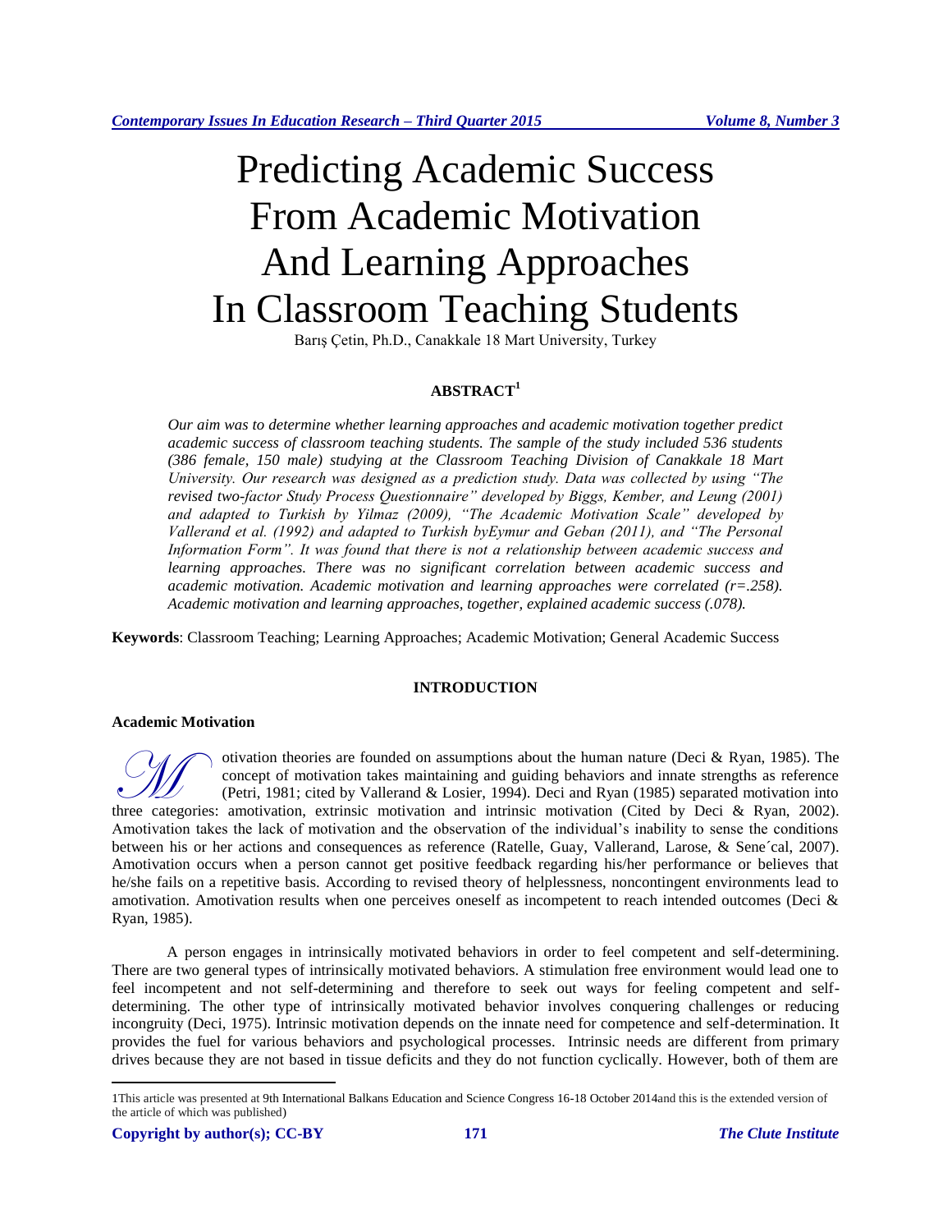# Predicting Academic Success From Academic Motivation And Learning Approaches In Classroom Teaching Students

Barış Çetin, Ph.D., Canakkale 18 Mart University, Turkey

## ABSTRACT[1]

*Our aim was to determine whether learning approaches and academic motivation together predict academic success of classroom teaching students. The sample of the study included 536 students (386 female, 150 male) studying at the Classroom Teaching Division of Canakkale 18 Mart University. Our research was designed as a prediction study. Data was collected by using "The revised two-factor Study Process Questionnaire" developed by Biggs, Kember, and Leung (2001) and adapted to Turkish by Yilmaz (2009), "The Academic Motivation Scale" developed by Vallerand et al. (1992) and adapted to Turkish byEymur and Geban (2011), and "The Personal Information Form". It was found that there is not a relationship between academic success and learning approaches. There was no significant correlation between academic success and academic motivation. Academic motivation and learning approaches were correlated (r=.258). Academic motivation and learning approaches, together, explained academic success (.078).*

**Keywords**: Classroom Teaching; Learning Approaches; Academic Motivation; General Academic Success

## INTRODUCTION

### Academic Motivation

Motivation theories are founded on assumptions about the human nature (Deci & Ryan, 1985). The concept of motivation takes maintaining and guiding behaviors and innate strengths as reference (Petri, 1981; cited by Vallerand & Losier, 1994). Deci and Ryan (1985) separated motivation into three categories: amotivation, extrinsic motivation and intrinsic motivation (Cited by Deci & Ryan, 2002). Amotivation takes the lack of motivation and the observation of the individual's inability to sense the conditions between his or her actions and consequences as reference (Ratelle, Guay, Vallerand, Larose, & Sene´cal, 2007). Amotivation occurs when a person cannot get positive feedback regarding his/her performance or believes that he/she fails on a repetitive basis. According to revised theory of helplessness, noncontingent environments lead to amotivation. Amotivation results when one perceives oneself as incompetent to reach intended outcomes (Deci & Ryan, 1985).

A person engages in intrinsically motivated behaviors in order to feel competent and self-determining. There are two general types of intrinsically motivated behaviors. A stimulation free environment would lead one to feel incompetent and not self-determining and therefore to seek out ways for feeling competent and self-determining. The other type of intrinsically motivated behavior involves conquering challenges or reducing incongruity (Deci, 1975). Intrinsic motivation depends on the innate need for competence and self-determination. It provides the fuel for various behaviors and psychological processes. Intrinsic needs are different from primary drives because they are not based in tissue deficits and they do not function cyclically. However, both of them are

---

1This article was presented at 9th International Balkans Education and Science Congress 16-18 October 2014and this is the extended version of the article of which was published)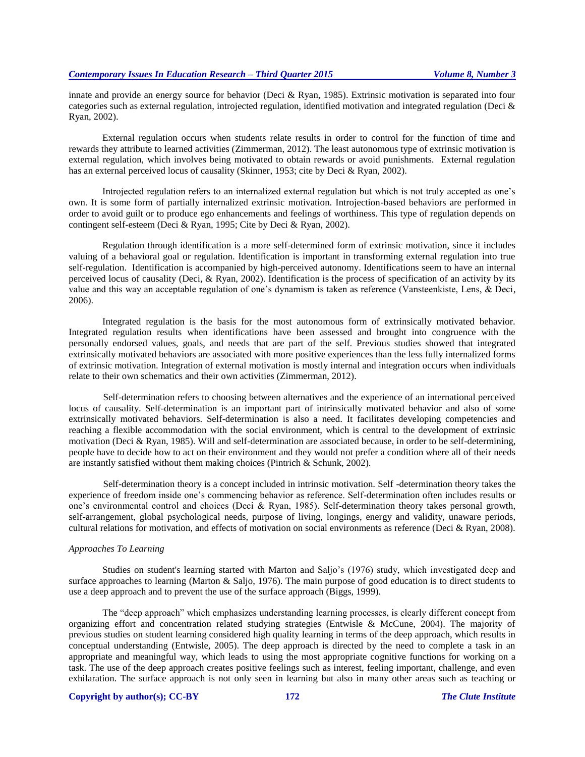innate and provide an energy source for behavior (Deci & Ryan, 1985). Extrinsic motivation is separated into four categories such as external regulation, introjected regulation, identified motivation and integrated regulation (Deci & Ryan, 2002).

External regulation occurs when students relate results in order to control for the function of time and rewards they attribute to learned activities (Zimmerman, 2012). The least autonomous type of extrinsic motivation is external regulation, which involves being motivated to obtain rewards or avoid punishments. External regulation has an external perceived locus of causality (Skinner, 1953; cite by Deci & Ryan, 2002).

Introjected regulation refers to an internalized external regulation but which is not truly accepted as one's own. It is some form of partially internalized extrinsic motivation. Introjection-based behaviors are performed in order to avoid guilt or to produce ego enhancements and feelings of worthiness. This type of regulation depends on contingent self-esteem (Deci & Ryan, 1995; Cite by Deci & Ryan, 2002).

Regulation through identification is a more self-determined form of extrinsic motivation, since it includes valuing of a behavioral goal or regulation. Identification is important in transforming external regulation into true self-regulation. Identification is accompanied by high-perceived autonomy. Identifications seem to have an internal perceived locus of causality (Deci, & Ryan, 2002). Identification is the process of specification of an activity by its value and this way an acceptable regulation of one's dynamism is taken as reference (Vansteenkiste, Lens, & Deci, 2006).

Integrated regulation is the basis for the most autonomous form of extrinsically motivated behavior. Integrated regulation results when identifications have been assessed and brought into congruence with the personally endorsed values, goals, and needs that are part of the self. Previous studies showed that integrated extrinsically motivated behaviors are associated with more positive experiences than the less fully internalized forms of extrinsic motivation. Integration of external motivation is mostly internal and integration occurs when individuals relate to their own schematics and their own activities (Zimmerman, 2012).

Self-determination refers to choosing between alternatives and the experience of an international perceived locus of causality. Self-determination is an important part of intrinsically motivated behavior and also of some extrinsically motivated behaviors. Self-determination is also a need. It facilitates developing competencies and reaching a flexible accommodation with the social environment, which is central to the development of extrinsic motivation (Deci & Ryan, 1985). Will and self-determination are associated because, in order to be self-determining, people have to decide how to act on their environment and they would not prefer a condition where all of their needs are instantly satisfied without them making choices (Pintrich & Schunk, 2002).

Self-determination theory is a concept included in intrinsic motivation. Self -determination theory takes the experience of freedom inside one's commencing behavior as reference. Self-determination often includes results or one's environmental control and choices (Deci & Ryan, 1985). Self-determination theory takes personal growth, self-arrangement, global psychological needs, purpose of living, longings, energy and validity, unaware periods, cultural relations for motivation, and effects of motivation on social environments as reference (Deci & Ryan, 2008).

### *Approaches To Learning*

Studies on student's learning started with Marton and Saljo's (1976) study, which investigated deep and surface approaches to learning (Marton & Saljo, 1976). The main purpose of good education is to direct students to use a deep approach and to prevent the use of the surface approach (Biggs, 1999).

The "deep approach" which emphasizes understanding learning processes, is clearly different concept from organizing effort and concentration related studying strategies (Entwisle & McCune, 2004). The majority of previous studies on student learning considered high quality learning in terms of the deep approach, which results in conceptual understanding (Entwisle, 2005). The deep approach is directed by the need to complete a task in an appropriate and meaningful way, which leads to using the most appropriate cognitive functions for working on a task. The use of the deep approach creates positive feelings such as interest, feeling important, challenge, and even exhilaration. The surface approach is not only seen in learning but also in many other areas such as teaching or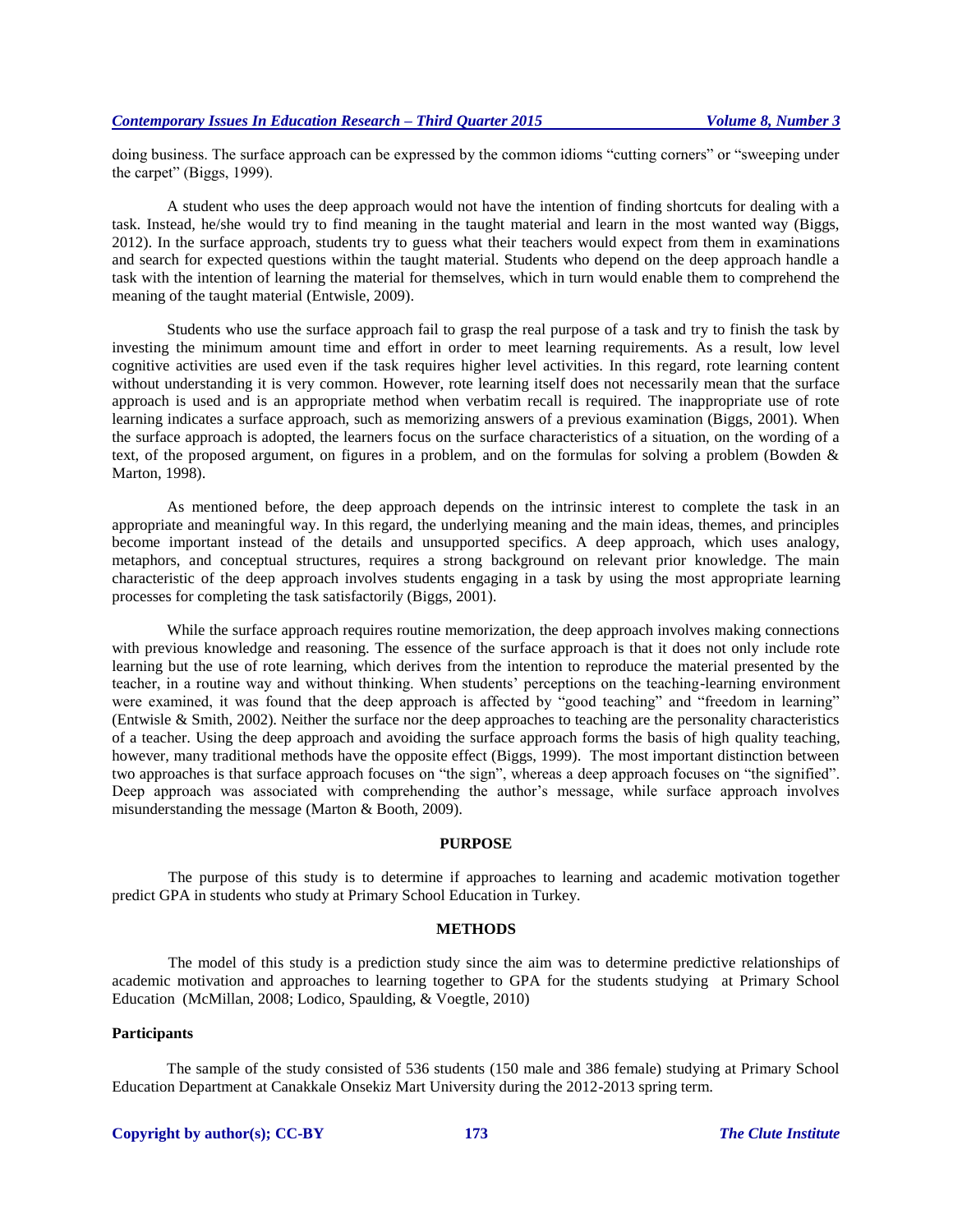doing business. The surface approach can be expressed by the common idioms "cutting corners" or "sweeping under the carpet" (Biggs, 1999).

A student who uses the deep approach would not have the intention of finding shortcuts for dealing with a task. Instead, he/she would try to find meaning in the taught material and learn in the most wanted way (Biggs, 2012). In the surface approach, students try to guess what their teachers would expect from them in examinations and search for expected questions within the taught material. Students who depend on the deep approach handle a task with the intention of learning the material for themselves, which in turn would enable them to comprehend the meaning of the taught material (Entwisle, 2009).

Students who use the surface approach fail to grasp the real purpose of a task and try to finish the task by investing the minimum amount time and effort in order to meet learning requirements. As a result, low level cognitive activities are used even if the task requires higher level activities. In this regard, rote learning content without understanding it is very common. However, rote learning itself does not necessarily mean that the surface approach is used and is an appropriate method when verbatim recall is required. The inappropriate use of rote learning indicates a surface approach, such as memorizing answers of a previous examination (Biggs, 2001). When the surface approach is adopted, the learners focus on the surface characteristics of a situation, on the wording of a text, of the proposed argument, on figures in a problem, and on the formulas for solving a problem (Bowden & Marton, 1998).

As mentioned before, the deep approach depends on the intrinsic interest to complete the task in an appropriate and meaningful way. In this regard, the underlying meaning and the main ideas, themes, and principles become important instead of the details and unsupported specifics. A deep approach, which uses analogy, metaphors, and conceptual structures, requires a strong background on relevant prior knowledge. The main characteristic of the deep approach involves students engaging in a task by using the most appropriate learning processes for completing the task satisfactorily (Biggs, 2001).

While the surface approach requires routine memorization, the deep approach involves making connections with previous knowledge and reasoning. The essence of the surface approach is that it does not only include rote learning but the use of rote learning, which derives from the intention to reproduce the material presented by the teacher, in a routine way and without thinking. When students' perceptions on the teaching-learning environment were examined, it was found that the deep approach is affected by "good teaching" and "freedom in learning" (Entwistle & Smith, 2002). Neither the surface nor the deep approaches to teaching are the personality characteristics of a teacher. Using the deep approach and avoiding the surface approach forms the basis of high quality teaching, however, many traditional methods have the opposite effect (Biggs, 1999). The most important distinction between two approaches is that surface approach focuses on "the sign", whereas a deep approach focuses on "the signified". Deep approach was associated with comprehending the author's message, while surface approach involves misunderstanding the message (Marton & Booth, 2009).

## PURPOSE

The purpose of this study is to determine if approaches to learning and academic motivation together predict GPA in students who study at Primary School Education in Turkey.

## METHODS

The model of this study is a prediction study since the aim was to determine predictive relationships of academic motivation and approaches to learning together to GPA for the students studying at Primary School Education (McMillan, 2008; Lodico, Spaulding, & Voegtle, 2010)

### Participants

The sample of the study consisted of 536 students (150 male and 386 female) studying at Primary School Education Department at Canakkale Onsekiz Mart University during the 2012-2013 spring term.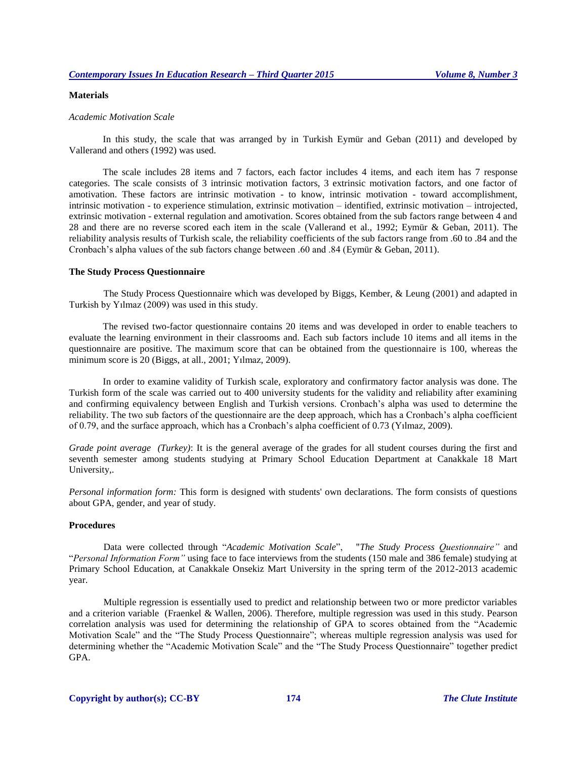### Materials

*Academic Motivation Scale*

In this study, the scale that was arranged by in Turkish Eymür and Geban (2011) and developed by Vallerand and others (1992) was used.

The scale includes 28 items and 7 factors, each factor includes 4 items, and each item has 7 response categories. The scale consists of 3 intrinsic motivation factors, 3 extrinsic motivation factors, and one factor of amotivation. These factors are intrinsic motivation - to know, intrinsic motivation - toward accomplishment, intrinsic motivation - to experience stimulation, extrinsic motivation – identified, extrinsic motivation – introjected, extrinsic motivation - external regulation and amotivation. Scores obtained from the sub factors range between 4 and 28 and there are no reverse scored each item in the scale (Vallerand et al., 1992; Eymür & Geban, 2011). The reliability analysis results of Turkish scale, the reliability coefficients of the sub factors range from .60 to .84 and the Cronbach's alpha values of the sub factors change between .60 and .84 (Eymür & Geban, 2011).

### The Study Process Questionnaire

The Study Process Questionnaire which was developed by Biggs, Kember, & Leung (2001) and adapted in Turkish by Yılmaz (2009) was used in this study.

The revised two-factor questionnaire contains 20 items and was developed in order to enable teachers to evaluate the learning environment in their classrooms and. Each sub factors include 10 items and all items in the questionnaire are positive. The maximum score that can be obtained from the questionnaire is 100, whereas the minimum score is 20 (Biggs, at all., 2001; Yılmaz, 2009).

In order to examine validity of Turkish scale, exploratory and confirmatory factor analysis was done. The Turkish form of the scale was carried out to 400 university students for the validity and reliability after examining and confirming equivalency between English and Turkish versions. Cronbach's alpha was used to determine the reliability. The two sub factors of the questionnaire are the deep approach, which has a Cronbach's alpha coefficient of 0.79, and the surface approach, which has a Cronbach's alpha coefficient of 0.73 (Yılmaz, 2009).

*Grade point average (Turkey)*: It is the general average of the grades for all student courses during the first and seventh semester among students studying at Primary School Education Department at Canakkale 18 Mart University,.

*Personal information form:* This form is designed with students' own declarations. The form consists of questions about GPA, gender, and year of study.

### Procedures

Data were collected through "*Academic Motivation Scale*", "*The Study Process Questionnaire"* and "*Personal Information Form"* using face to face interviews from the students (150 male and 386 female) studying at Primary School Education, at Canakkale Onsekiz Mart University in the spring term of the 2012-2013 academic year.

Multiple regression is essentially used to predict and relationship between two or more predictor variables and a criterion variable (Fraenkel & Wallen, 2006). Therefore, multiple regression was used in this study. Pearson correlation analysis was used for determining the relationship of GPA to scores obtained from the "Academic Motivation Scale" and the "The Study Process Questionnaire"; whereas multiple regression analysis was used for determining whether the "Academic Motivation Scale" and the "The Study Process Questionnaire" together predict GPA.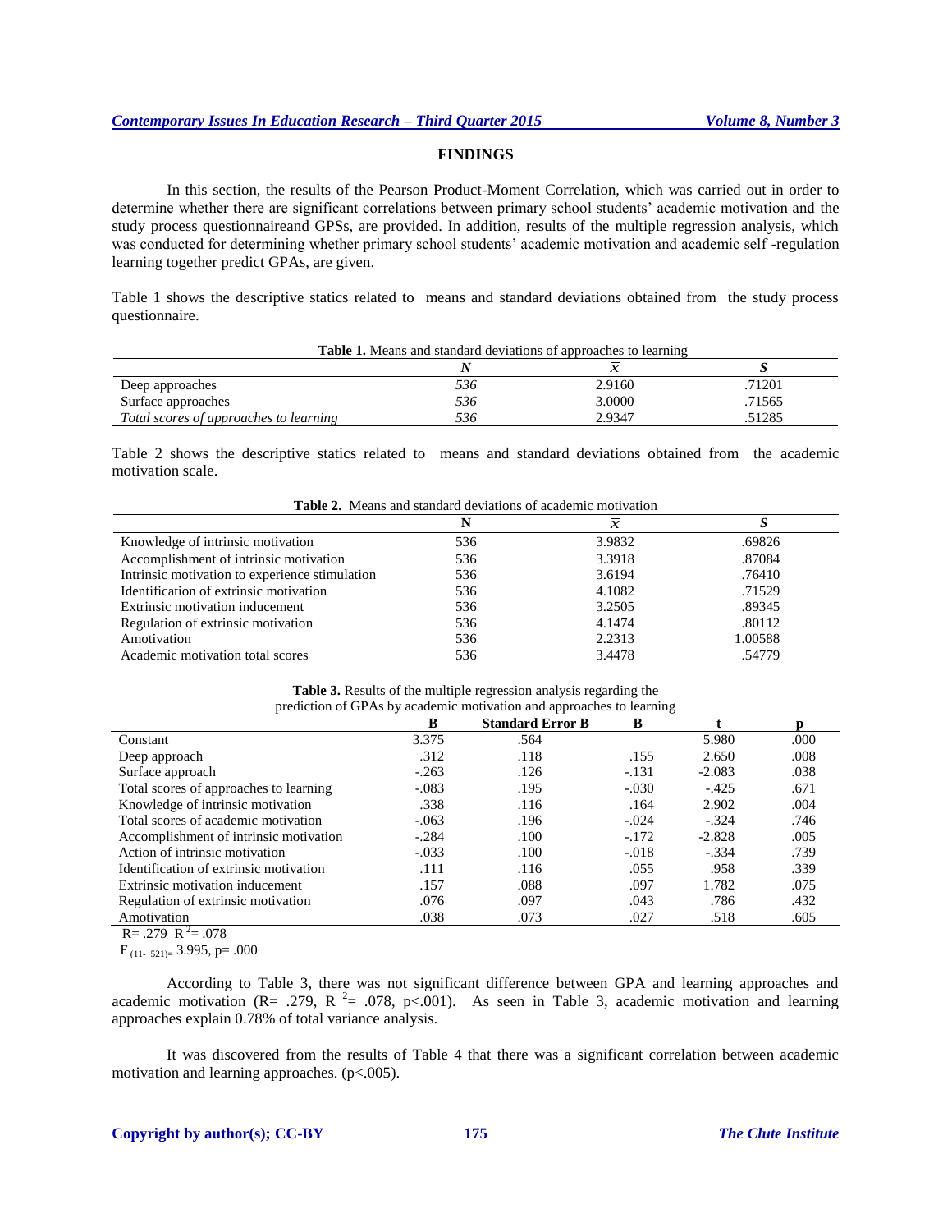## FINDINGS

In this section, the results of the Pearson Product-Moment Correlation, which was carried out in order to determine whether there are significant correlations between primary school students' academic motivation and the study process questionnaireand GPSs, are provided. In addition, results of the multiple regression analysis, which was conducted for determining whether primary school students' academic motivation and academic self -regulation learning together predict GPAs, are given.

Table 1 shows the descriptive statics related to means and standard deviations obtained from the study process questionnaire.

**Table 1.** Means and standard deviations of approaches to learning

| | *N* | $\bar{x}$ | *S* |
|---|---|---|---|
| Deep approaches | *536* | 2.9160 | .71201 |
| Surface approaches | *536* | 3.0000 | .71565 |
| *Total scores of approaches to learning* | *536* | 2.9347 | .51285 |

Table 2 shows the descriptive statics related to means and standard deviations obtained from the academic motivation scale.

**Table 2.** Means and standard deviations of academic motivation

| | N | $\bar{x}$ | *S* |
|---|---|---|---|
| Knowledge of intrinsic motivation | 536 | 3.9832 | .69826 |
| Accomplishment of intrinsic motivation | 536 | 3.3918 | .87084 |
| Intrinsic motivation to experience stimulation | 536 | 3.6194 | .76410 |
| Identification of extrinsic motivation | 536 | 4.1082 | .71529 |
| Extrinsic motivation inducement | 536 | 3.2505 | .89345 |
| Regulation of extrinsic motivation | 536 | 4.1474 | .80112 |
| Amotivation | 536 | 2.2313 | 1.00588 |
| Academic motivation total scores | 536 | 3.4478 | .54779 |

**Table 3.** Results of the multiple regression analysis regarding the prediction of GPAs by academic motivation and approaches to learning

| | B | Standard Error B | B | t | p |
|---|---|---|---|---|---|
| Constant | 3.375 | .564 | | 5.980 | .000 |
| Deep approach | .312 | .118 | .155 | 2.650 | .008 |
| Surface approach | -.263 | .126 | -.131 | -2.083 | .038 |
| Total scores of approaches to learning | -.083 | .195 | -.030 | -.425 | .671 |
| Knowledge of intrinsic motivation | .338 | .116 | .164 | 2.902 | .004 |
| Total scores of academic motivation | -.063 | .196 | -.024 | -.324 | .746 |
| Accomplishment of intrinsic motivation | -.284 | .100 | -.172 | -2.828 | .005 |
| Action of intrinsic motivation | -.033 | .100 | -.018 | -.334 | .739 |
| Identification of extrinsic motivation | .111 | .116 | .055 | .958 | .339 |
| Extrinsic motivation inducement | .157 | .088 | .097 | 1.782 | .075 |
| Regulation of extrinsic motivation | .076 | .097 | .043 | .786 | .432 |
| Amotivation | .038 | .073 | .027 | .518 | .605 |

R= .279 $R^2$= .078

$F_{(11-521)}$= 3.995, p= .000

According to Table 3, there was not significant difference between GPA and learning approaches and academic motivation (R= .279, $R^2$= .078, p<.001). As seen in Table 3, academic motivation and learning approaches explain 0.78% of total variance analysis.

It was discovered from the results of Table 4 that there was a significant correlation between academic motivation and learning approaches. (p<.005).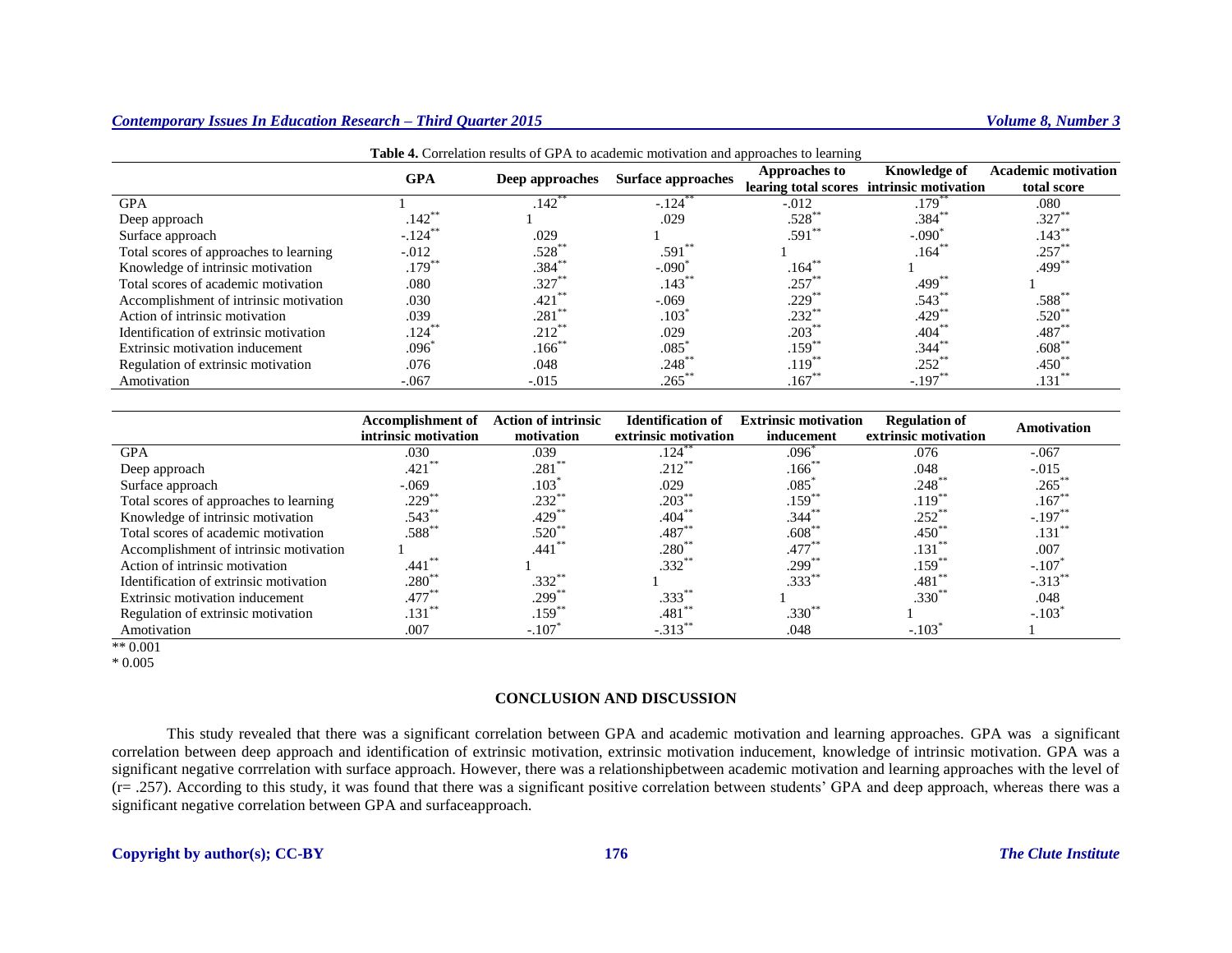**Table 4.** Correlation results of GPA to academic motivation and approaches to learning

| | GPA | Deep approaches | Surface approaches | Approaches to learing total scores | Knowledge of intrinsic motivation | Academic motivation total score |
|---|---|---|---|---|---|---|
| GPA | 1 | .142** | -.124** | -.012 | .179** | .080 |
| Deep approach | .142** | 1 | .029 | .528** | .384** | .327** |
| Surface approach | -.124** | .029 | 1 | .591** | -.090* | .143** |
| Total scores of approaches to learning | -.012 | .528** | .591** | 1 | .164** | .257** |
| Knowledge of intrinsic motivation | .179** | .384** | -.090* | .164** | 1 | .499** |
| Total scores of academic motivation | .080 | .327** | .143** | .257** | .499** | 1 |
| Accomplishment of intrinsic motivation | .030 | .421** | -.069 | .229** | .543** | .588** |
| Action of intrinsic motivation | .039 | .281** | .103* | .232** | .429** | .520** |
| Identification of extrinsic motivation | .124** | .212** | .029 | .203** | .404** | .487** |
| Extrinsic motivation inducement | .096* | .166** | .085* | .159** | .344** | .608** |
| Regulation of extrinsic motivation | .076 | .048 | .248** | .119** | .252** | .450** |
| Amotivation | -.067 | -.015 | .265** | .167** | -.197** | .131** |

| | Accomplishment of intrinsic motivation | Action of intrinsic motivation | Identification of extrinsic motivation | Extrinsic motivation inducement | Regulation of extrinsic motivation | Amotivation |
|---|---|---|---|---|---|---|
| GPA | .030 | .039 | .124** | .096* | .076 | -.067 |
| Deep approach | .421** | .281** | .212** | .166** | .048 | -.015 |
| Surface approach | -.069 | .103* | .029 | .085* | .248** | .265** |
| Total scores of approaches to learning | .229** | .232** | .203** | .159** | .119** | .167** |
| Knowledge of intrinsic motivation | .543** | .429** | .404** | .344** | .252** | -.197** |
| Total scores of academic motivation | .588** | .520** | .487** | .608** | .450** | .131** |
| Accomplishment of intrinsic motivation | 1 | .441** | .280** | .477** | .131** | .007 |
| Action of intrinsic motivation | .441** | 1 | .332** | .299** | .159** | -.107* |
| Identification of extrinsic motivation | .280** | .332** | 1 | .333** | .481** | -.313** |
| Extrinsic motivation inducement | .477** | .299** | .333** | 1 | .330** | .048 |
| Regulation of extrinsic motivation | .131** | .159** | .481** | .330** | 1 | -.103* |
| Amotivation | .007 | -.107* | -.313** | .048 | -.103* | 1 |

** 0.001

* 0.005

## CONCLUSION AND DISCUSSION

This study revealed that there was a significant correlation between GPA and academic motivation and learning approaches. GPA was a significant correlation between deep approach and identification of extrinsic motivation, extrinsic motivation inducement, knowledge of intrinsic motivation. GPA was a significant negative corrrelation with surface approach. However, there was a relationshipbetween academic motivation and learning approaches with the level of (r= .257). According to this study, it was found that there was a significant positive correlation between students' GPA and deep approach, whereas there was a significant negative correlation between GPA and surfaceapproach.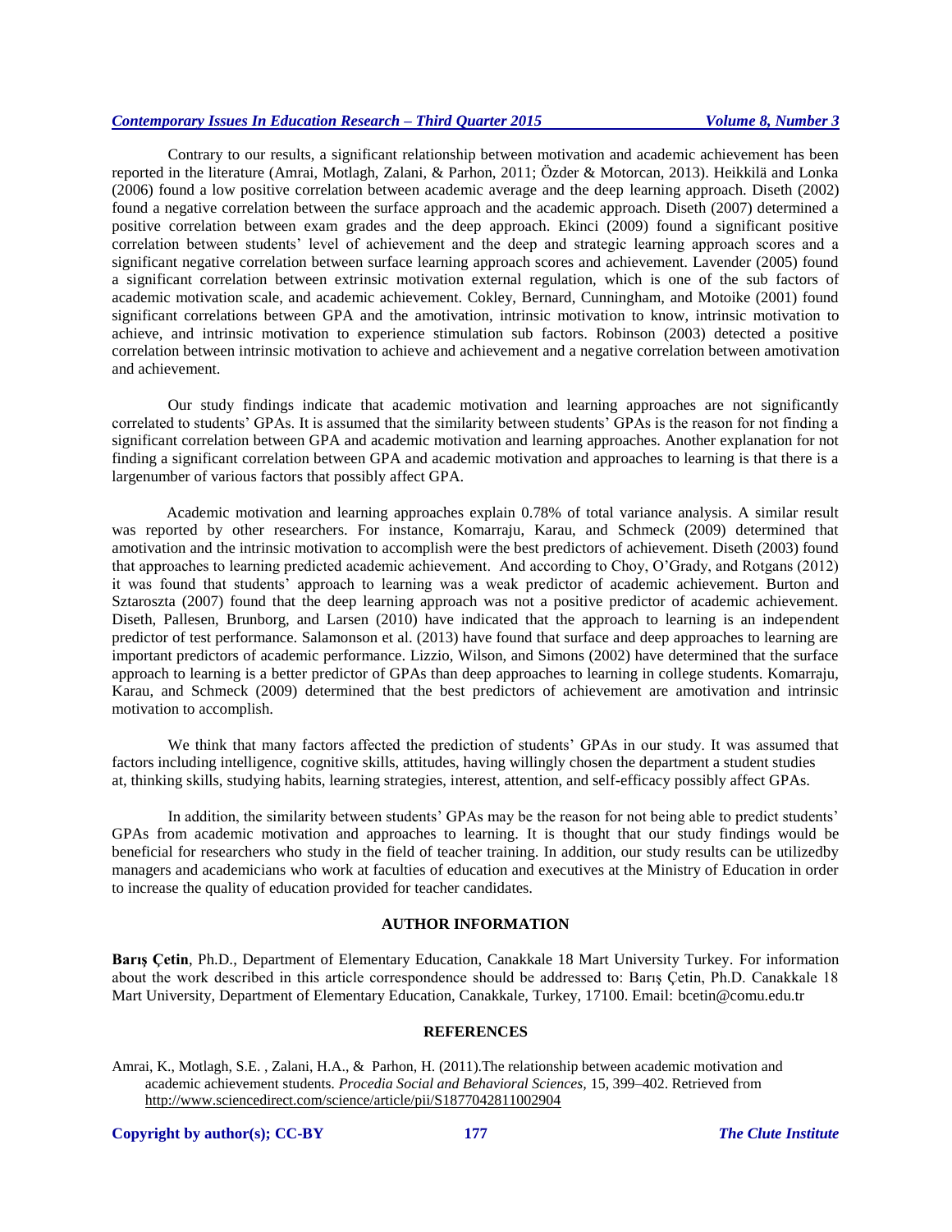Contrary to our results, a significant relationship between motivation and academic achievement has been reported in the literature (Amrai, Motlagh, Zalani, & Parhon, 2011; Özder & Motorcan, 2013). Heikkilä and Lonka (2006) found a low positive correlation between academic average and the deep learning approach. Diseth (2002) found a negative correlation between the surface approach and the academic approach. Diseth (2007) determined a positive correlation between exam grades and the deep approach. Ekinci (2009) found a significant positive correlation between students' level of achievement and the deep and strategic learning approach scores and a significant negative correlation between surface learning approach scores and achievement. Lavender (2005) found a significant correlation between extrinsic motivation external regulation, which is one of the sub factors of academic motivation scale, and academic achievement. Cokley, Bernard, Cunningham, and Motoike (2001) found significant correlations between GPA and the amotivation, intrinsic motivation to know, intrinsic motivation to achieve, and intrinsic motivation to experience stimulation sub factors. Robinson (2003) detected a positive correlation between intrinsic motivation to achieve and achievement and a negative correlation between amotivation and achievement.

Our study findings indicate that academic motivation and learning approaches are not significantly correlated to students' GPAs. It is assumed that the similarity between students' GPAs is the reason for not finding a significant correlation between GPA and academic motivation and learning approaches. Another explanation for not finding a significant correlation between GPA and academic motivation and approaches to learning is that there is a largenumber of various factors that possibly affect GPA.

Academic motivation and learning approaches explain 0.78% of total variance analysis. A similar result was reported by other researchers. For instance, Komarraju, Karau, and Schmeck (2009) determined that amotivation and the intrinsic motivation to accomplish were the best predictors of achievement. Diseth (2003) found that approaches to learning predicted academic achievement. And according to Choy, O'Grady, and Rotgans (2012) it was found that students' approach to learning was a weak predictor of academic achievement. Burton and Sztaroszta (2007) found that the deep learning approach was not a positive predictor of academic achievement. Diseth, Pallesen, Brunborg, and Larsen (2010) have indicated that the approach to learning is an independent predictor of test performance. Salamonson et al. (2013) have found that surface and deep approaches to learning are important predictors of academic performance. Lizzio, Wilson, and Simons (2002) have determined that the surface approach to learning is a better predictor of GPAs than deep approaches to learning in college students. Komarraju, Karau, and Schmeck (2009) determined that the best predictors of achievement are amotivation and intrinsic motivation to accomplish.

We think that many factors affected the prediction of students' GPAs in our study. It was assumed that factors including intelligence, cognitive skills, attitudes, having willingly chosen the department a student studies at, thinking skills, studying habits, learning strategies, interest, attention, and self-efficacy possibly affect GPAs.

In addition, the similarity between students' GPAs may be the reason for not being able to predict students' GPAs from academic motivation and approaches to learning. It is thought that our study findings would be beneficial for researchers who study in the field of teacher training. In addition, our study results can be utilizedby managers and academicians who work at faculties of education and executives at the Ministry of Education in order to increase the quality of education provided for teacher candidates.

## AUTHOR INFORMATION

**Barış Çetin**, Ph.D., Department of Elementary Education, Canakkale 18 Mart University Turkey. For information about the work described in this article correspondence should be addressed to: Barış Çetin, Ph.D. Canakkale 18 Mart University, Department of Elementary Education, Canakkale, Turkey, 17100. Email: bcetin@comu.edu.tr

## REFERENCES

Amrai, K., Motlagh, S.E. , Zalani, H.A., & Parhon, H. (2011).The relationship between academic motivation and academic achievement students. *Procedia Social and Behavioral Sciences,* 15, 399–402. Retrieved from http://www.sciencedirect.com/science/article/pii/S1877042811002904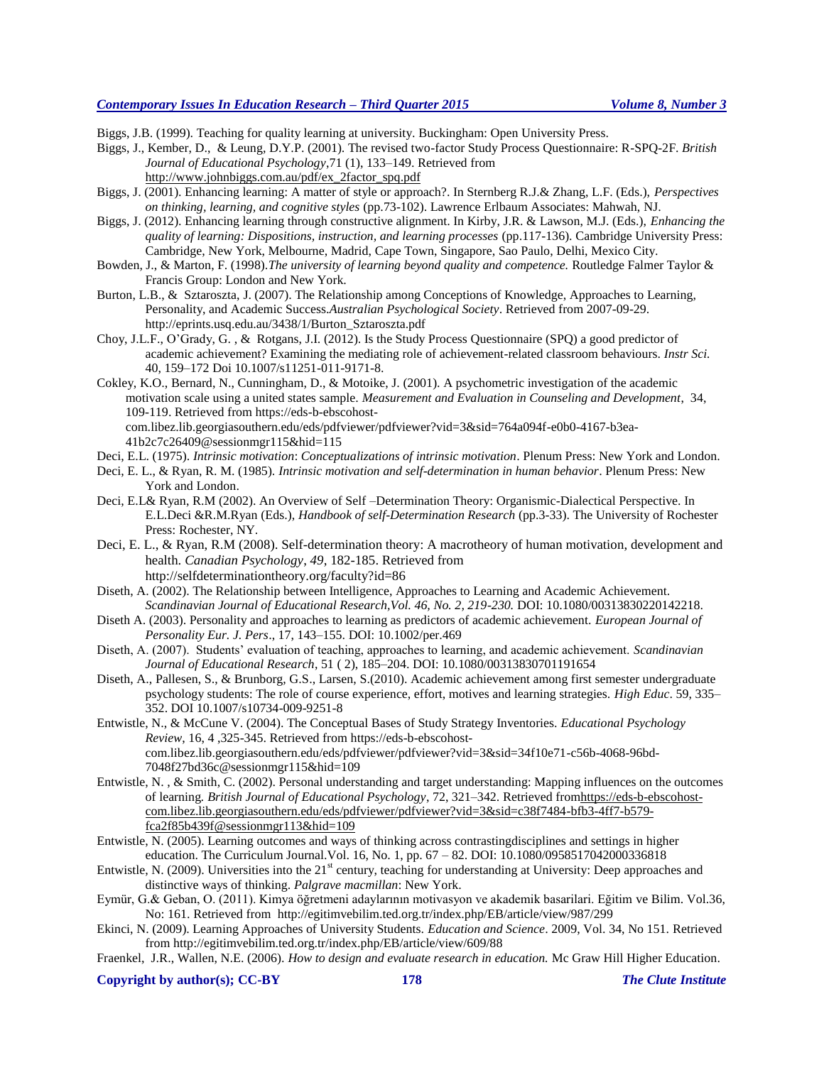Biggs, J.B. (1999). Teaching for quality learning at university. Buckingham: Open University Press.

Biggs, J., Kember, D., & Leung, D.Y.P. (2001). The revised two-factor Study Process Questionnaire: R-SPQ-2F. *British Journal of Educational Psychology*,71 (1), 133–149. Retrieved from http://www.johnbiggs.com.au/pdf/ex_2factor_spq.pdf

Biggs, J. (2001). Enhancing learning: A matter of style or approach?. In Sternberg R.J.& Zhang, L.F. (Eds.), *Perspectives on thinking, learning, and cognitive styles* (pp.73-102). Lawrence Erlbaum Associates: Mahwah, NJ.

Biggs, J. (2012). Enhancing learning through constructive alignment. In Kirby, J.R. & Lawson, M.J. (Eds.), *Enhancing the quality of learning: Dispositions, instruction, and learning processes* (pp.117-136). Cambridge University Press: Cambridge, New York, Melbourne, Madrid, Cape Town, Singapore, Sao Paulo, Delhi, Mexico City.

Bowden, J., & Marton, F. (1998).*The university of learning beyond quality and competence.* Routledge Falmer Taylor & Francis Group: London and New York.

Burton, L.B., & Sztaroszta, J. (2007). The Relationship among Conceptions of Knowledge, Approaches to Learning, Personality, and Academic Success.*Australian Psychological Society*. Retrieved from 2007-09-29. http://eprints.usq.edu.au/3438/1/Burton_Sztaroszta.pdf

Choy, J.L.F., O'Grady, G. , & Rotgans, J.I. (2012). Is the Study Process Questionnaire (SPQ) a good predictor of academic achievement? Examining the mediating role of achievement-related classroom behaviours. *Instr Sci.* 40, 159–172 Doi 10.1007/s11251-011-9171-8.

Cokley, K.O., Bernard, N., Cunningham, D., & Motoike, J. (2001). A psychometric investigation of the academic motivation scale using a united states sample. *Measurement and Evaluation in Counseling and Development*, 34, 109-119. Retrieved from https://eds-b-ebscohost-com.libez.lib.georgiasouthern.edu/eds/pdfviewer/pdfviewer?vid=3&sid=764a094f-e0b0-4167-b3ea-41b2c7c26409@sessionmgr115&hid=115

Deci, E.L. (1975). *Intrinsic motivation*: *Conceptualizations of intrinsic motivation*. Plenum Press: New York and London.

Deci, E. L., & Ryan, R. M. (1985). *Intrinsic motivation and self-determination in human behavior*. Plenum Press: New York and London.

Deci, E.L& Ryan, R.M (2002). An Overview of Self –Determination Theory: Organismic-Dialectical Perspective. In E.L.Deci &R.M.Ryan (Eds.), *Handbook of self-Determination Research* (pp.3-33). The University of Rochester Press: Rochester, NY.

Deci, E. L., & Ryan, R.M (2008). Self-determination theory: A macrotheory of human motivation, development and health. *Canadian Psychology*, *49*, 182-185. Retrieved from http://selfdeterminationtheory.org/faculty?id=86

Diseth, A. (2002). The Relationship between Intelligence, Approaches to Learning and Academic Achievement. *Scandinavian Journal of Educational Research,Vol. 46, No. 2, 219-230.* DOI: 10.1080/00313830220142218.

Diseth A. (2003). Personality and approaches to learning as predictors of academic achievement. *European Journal of Personality Eur. J. Pers*., 17, 143–155. DOI: 10.1002/per.469

Diseth, A. (2007). Students' evaluation of teaching, approaches to learning, and academic achievement. *Scandinavian Journal of Educational Research*, 51 ( 2), 185–204. DOI: 10.1080/00313830701191654

Diseth, A., Pallesen, S., & Brunborg, G.S., Larsen, S.(2010). Academic achievement among first semester undergraduate psychology students: The role of course experience, effort, motives and learning strategies. *High Educ*. 59, 335–352. DOI 10.1007/s10734-009-9251-8

Entwistle, N., & McCune V. (2004). The Conceptual Bases of Study Strategy Inventories. *Educational Psychology Review*, 16, 4 ,325-345. Retrieved from https://eds-b-ebscohost-com.libez.lib.georgiasouthern.edu/eds/pdfviewer/pdfviewer?vid=3&sid=34f10e71-c56b-4068-96bd-7048f27bd36c@sessionmgr115&hid=109

Entwistle, N. , & Smith, C. (2002). Personal understanding and target understanding: Mapping influences on the outcomes of learning*. British Journal of Educational Psychology*, 72, 321–342. Retrieved fromhttps://eds-b-ebscohost-com.libez.lib.georgiasouthern.edu/eds/pdfviewer/pdfviewer?vid=3&sid=c38f7484-bfb3-4ff7-b579-fca2f85b439f@sessionmgr113&hid=109

Entwistle, N. (2005). Learning outcomes and ways of thinking across contrastingdisciplines and settings in higher education. The Curriculum Journal.Vol. 16, No. 1, pp. 67 – 82. DOI: 10.1080/0958517042000336818

Entwistle, N. (2009). Universities into the 21st century, teaching for understanding at University: Deep approaches and distinctive ways of thinking. *Palgrave macmillan*: New York.

Eymür, G.& Geban, O. (2011). Kimya öğretmeni adaylarının motivasyon ve akademik basarilari. Eğitim ve Bilim. Vol.36, No: 161. Retrieved from http://egitimvebilim.ted.org.tr/index.php/EB/article/view/987/299

Ekinci, N. (2009). Learning Approaches of University Students. *Education and Science*. 2009, Vol. 34, No 151. Retrieved from http://egitimvebilim.ted.org.tr/index.php/EB/article/view/609/88

Fraenkel, J.R., Wallen, N.E. (2006). *How to design and evaluate research in education.* Mc Graw Hill Higher Education.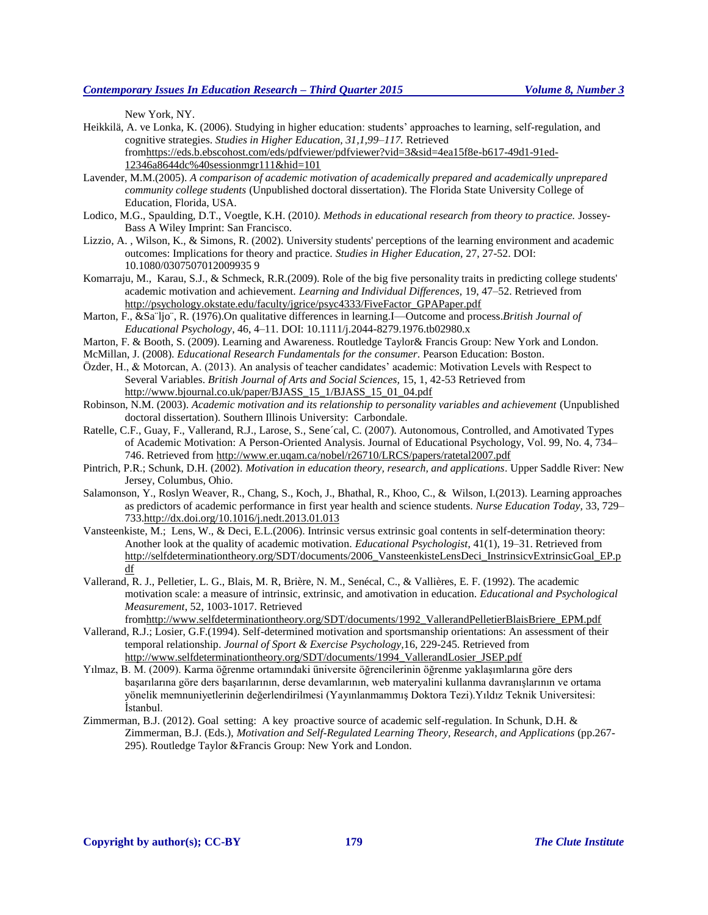New York, NY.

Heikkilä, A. ve Lonka, K. (2006). Studying in higher education: students' approaches to learning, self-regulation, and cognitive strategies. *Studies in Higher Education, 31,1,99–117.* Retrieved fromhttps://eds.b.ebscohost.com/eds/pdfviewer/pdfviewer?vid=3&sid=4ea15f8e-b617-49d1-91ed-12346a8644dc%40sessionmgr111&hid=101

Lavender, M.M.(2005). *A comparison of academic motivation of academically prepared and academically unprepared community college students* (Unpublished doctoral dissertation). The Florida State University College of Education, Florida, USA.

Lodico, M.G., Spaulding, D.T., Voegtle, K.H. (2010*). Methods in educational research from theory to practice.* Jossey-Bass A Wiley Imprint: San Francisco.

Lizzio, A. , Wilson, K., & Simons, R. (2002). University students' perceptions of the learning environment and academic outcomes: Implications for theory and practice. *Studies in Higher Education,* 27, 27-52. DOI: 10.1080/0307507012009935 9

Komarraju, M., Karau, S.J., & Schmeck, R.R.(2009). Role of the big five personality traits in predicting college students' academic motivation and achievement. *Learning and Individual Differences,* 19, 47–52. Retrieved from http://psychology.okstate.edu/faculty/jgrice/psyc4333/FiveFactor_GPAPaper.pdf

Marton, F., &Sa¨ljo¨, R. (1976).On qualitative differences in learning.I—Outcome and process.*British Journal of Educational Psychology*, 46, 4–11. DOI: 10.1111/j.2044-8279.1976.tb02980.x

Marton, F. & Booth, S. (2009). Learning and Awareness. Routledge Taylor& Francis Group: New York and London.

McMillan, J. (2008). *Educational Research Fundamentals for the consumer*. Pearson Education: Boston.

Özder, H., & Motorcan, A. (2013). An analysis of teacher candidates' academic: Motivation Levels with Respect to Several Variables. *British Journal of Arts and Social Sciences,* 15, 1, 42-53 Retrieved from http://www.bjournal.co.uk/paper/BJASS_15_1/BJASS_15_01_04.pdf

Robinson, N.M. (2003). *Academic motivation and its relationship to personality variables and achievement* (Unpublished doctoral dissertation). Southern Illinois University: Carbondale.

Ratelle, C.F., Guay, F., Vallerand, R.J., Larose, S., Sene´cal, C. (2007). Autonomous, Controlled, and Amotivated Types of Academic Motivation: A Person-Oriented Analysis. Journal of Educational Psychology, Vol. 99, No. 4, 734–746. Retrieved from http://www.er.uqam.ca/nobel/r26710/LRCS/papers/ratetal2007.pdf

Pintrich, P.R.; Schunk, D.H. (2002). *Motivation in education theory, research, and applications*. Upper Saddle River: New Jersey, Columbus, Ohio.

Salamonson, Y., Roslyn Weaver, R., Chang, S., Koch, J., Bhathal, R., Khoo, C., & Wilson, I.(2013). Learning approaches as predictors of academic performance in first year health and science students. *Nurse Education Today,* 33, 729–733.http://dx.doi.org/10.1016/j.nedt.2013.01.013

Vansteenkiste, M.; Lens, W., & Deci, E.L.(2006). Intrinsic versus extrinsic goal contents in self-determination theory: Another look at the quality of academic motivation. *Educational Psychologist*, 41(1), 19–31. Retrieved from http://selfdeterminationtheory.org/SDT/documents/2006_VansteenkisteLensDeci_InstrinsicvExtrinsicGoal_EP.pdf

Vallerand, R. J., Pelletier, L. G., Blais, M. R, Brière, N. M., Senécal, C., & Vallières, E. F. (1992). The academic motivation scale: a measure of intrinsic, extrinsic, and amotivation in education. *Educational and Psychological Measurement*, 52, 1003-1017. Retrieved fromhttp://www.selfdeterminationtheory.org/SDT/documents/1992_VallerandPelletierBlaisBriere_EPM.pdf

Vallerand, R.J.; Losier, G.F.(1994). Self-determined motivation and sportsmanship orientations: An assessment of their temporal relationship. *Journal of Sport & Exercise Psychology*,16, 229-245. Retrieved from http://www.selfdeterminationtheory.org/SDT/documents/1994_VallerandLosier_JSEP.pdf

Yılmaz, B. M. (2009). Karma öğrenme ortamındaki üniversite öğrencilerinin öğrenme yaklaşımlarına göre ders başarılarına göre ders başarılarının, derse devamlarının, web materyalini kullanma davranışlarının ve ortama yönelik memnuniyetlerinin değerlendirilmesi (Yayınlanmammış Doktora Tezi).Yıldız Teknik Universitesi: İstanbul.

Zimmerman, B.J. (2012). Goal setting: A key proactive source of academic self-regulation. In Schunk, D.H. & Zimmerman, B.J. (Eds.), *Motivation and Self-Regulated Learning Theory, Research, and Applications* (pp.267-295). Routledge Taylor &Francis Group: New York and London.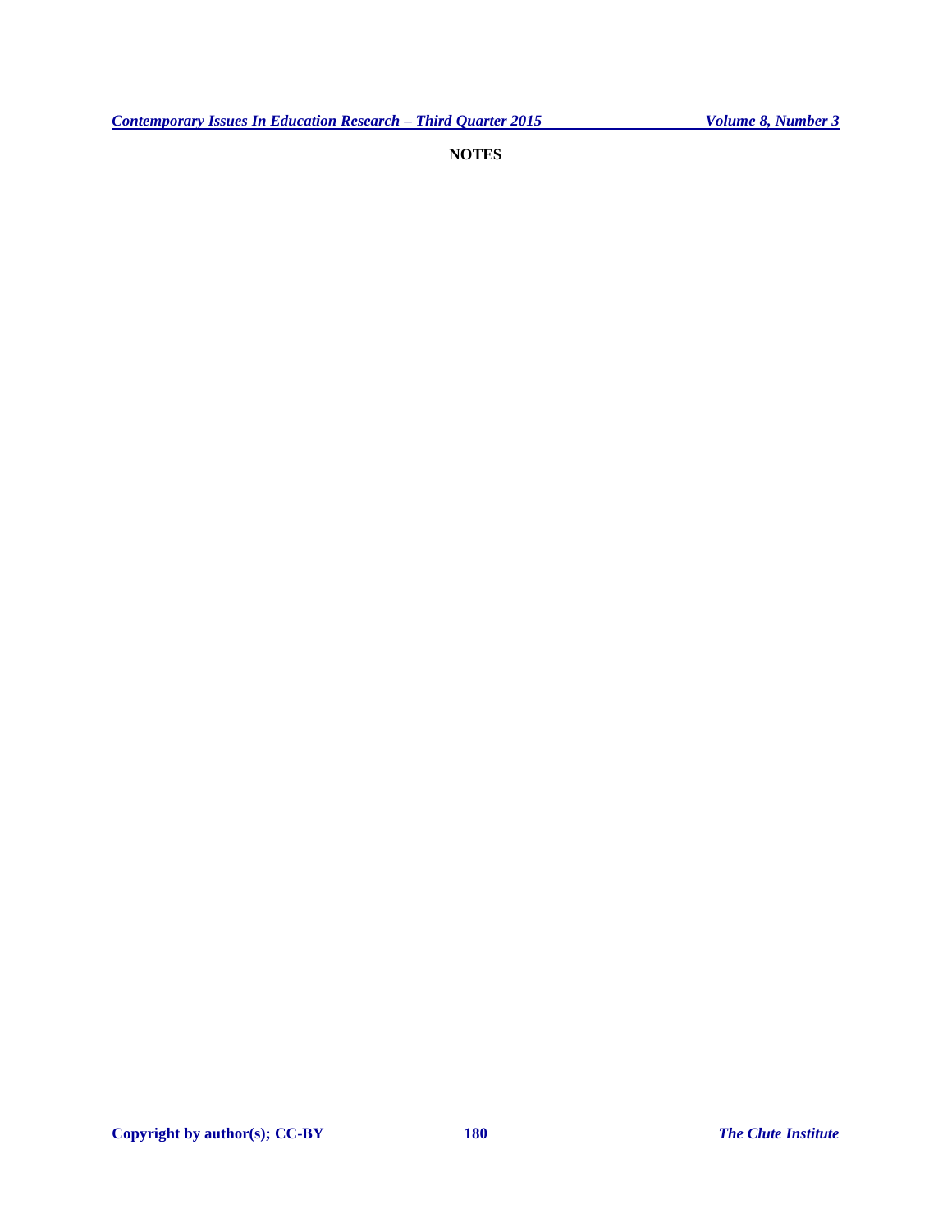**NOTES**